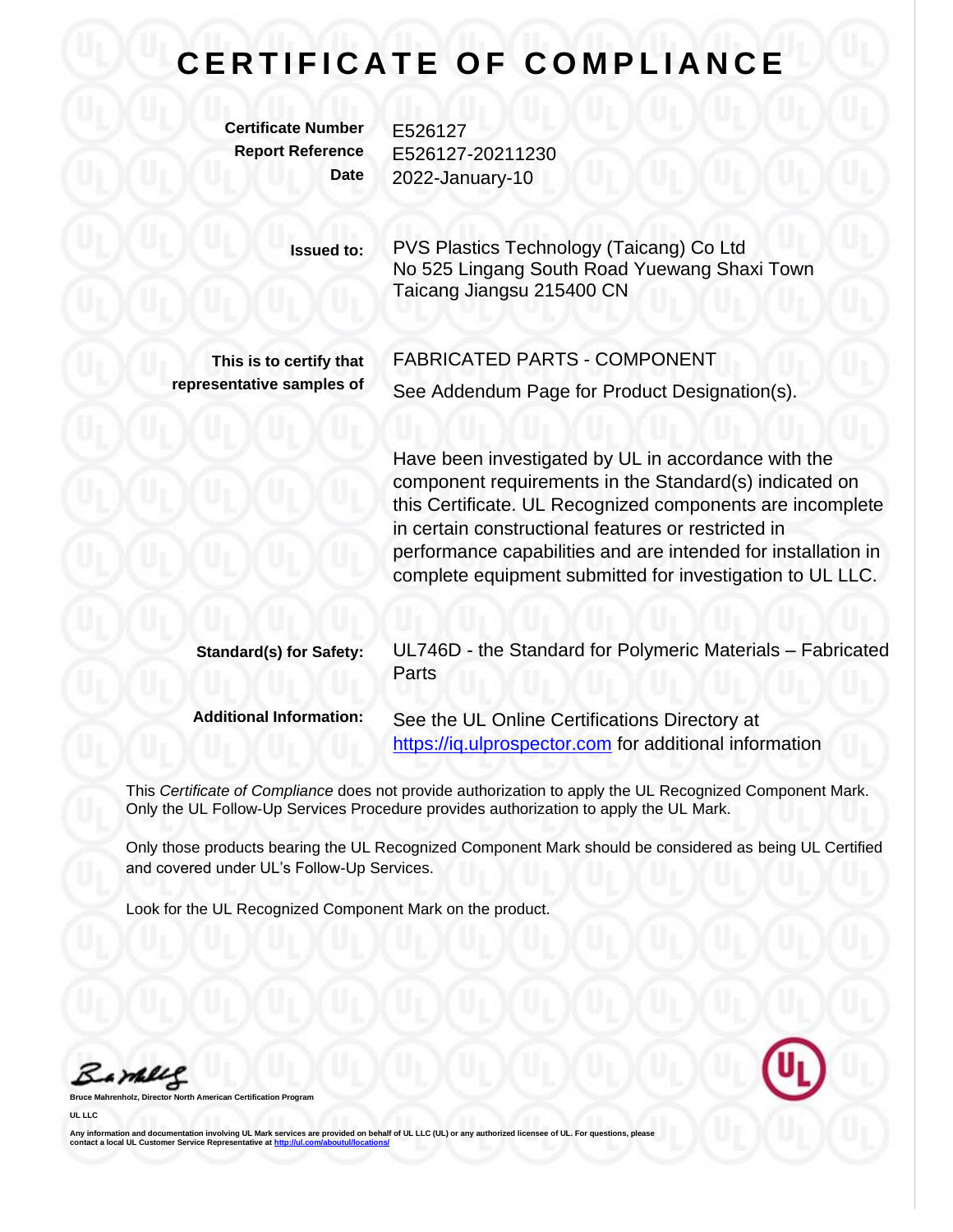# CERTIFICATE OF COMPLIANCE

| | |
|---|---|
| **Certificate Number** | E526127 |
| **Report Reference** | E526127-20211230 |
| **Date** | 2022-January-10 |

**Issued to:** PVS Plastics Technology (Taicang) Co Ltd
No 525 Lingang South Road Yuewang Shaxi Town
Taicang Jiangsu 215400 CN

**This is to certify that representative samples of** FABRICATED PARTS - COMPONENT
See Addendum Page for Product Designation(s).

Have been investigated by UL in accordance with the component requirements in the Standard(s) indicated on this Certificate. UL Recognized components are incomplete in certain constructional features or restricted in performance capabilities and are intended for installation in complete equipment submitted for investigation to UL LLC.

**Standard(s) for Safety:** UL746D - the Standard for Polymeric Materials – Fabricated Parts

**Additional Information:** See the UL Online Certifications Directory at https://iq.ulprospector.com for additional information

This *Certificate of Compliance* does not provide authorization to apply the UL Recognized Component Mark. Only the UL Follow-Up Services Procedure provides authorization to apply the UL Mark.

Only those products bearing the UL Recognized Component Mark should be considered as being UL Certified and covered under UL's Follow-Up Services.

Look for the UL Recognized Component Mark on the product.

Bruce Mahrenholz, Director North American Certification Program

UL LLC

Any information and documentation involving UL Mark services are provided on behalf of UL LLC (UL) or any authorized licensee of UL. For questions, please contact a local UL Customer Service Representative at http://ul.com/aboutul/locations/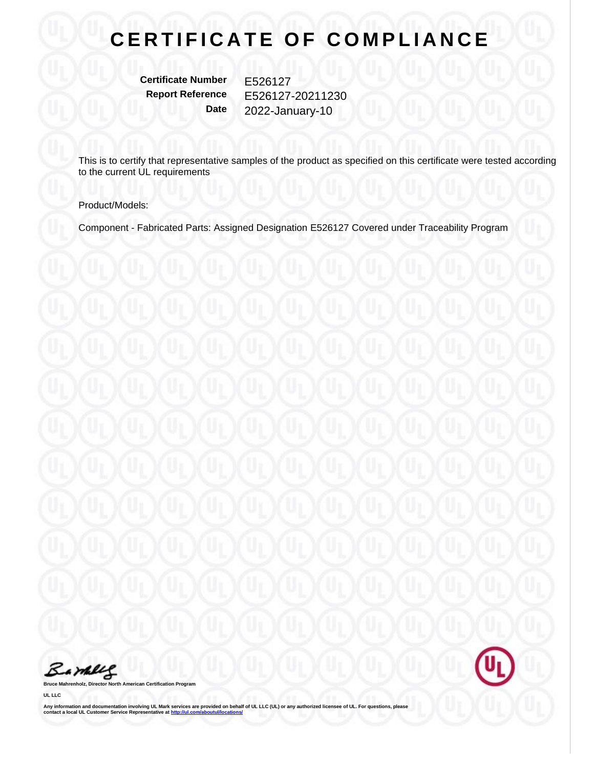# CERTIFICATE OF COMPLIANCE

| | |
|---|---|
| **Certificate Number** | E526127 |
| **Report Reference** | E526127-20211230 |
| **Date** | 2022-January-10 |

This is to certify that representative samples of the product as specified on this certificate were tested according to the current UL requirements

Product/Models:

Component - Fabricated Parts: Assigned Designation E526127 Covered under Traceability Program

**Bruce Mahrenholz, Director North American Certification Program**

**UL LLC**

**Any information and documentation involving UL Mark services are provided on behalf of UL LLC (UL) or any authorized licensee of UL. For questions, please contact a local UL Customer Service Representative at http://ul.com/aboutul/locations/**